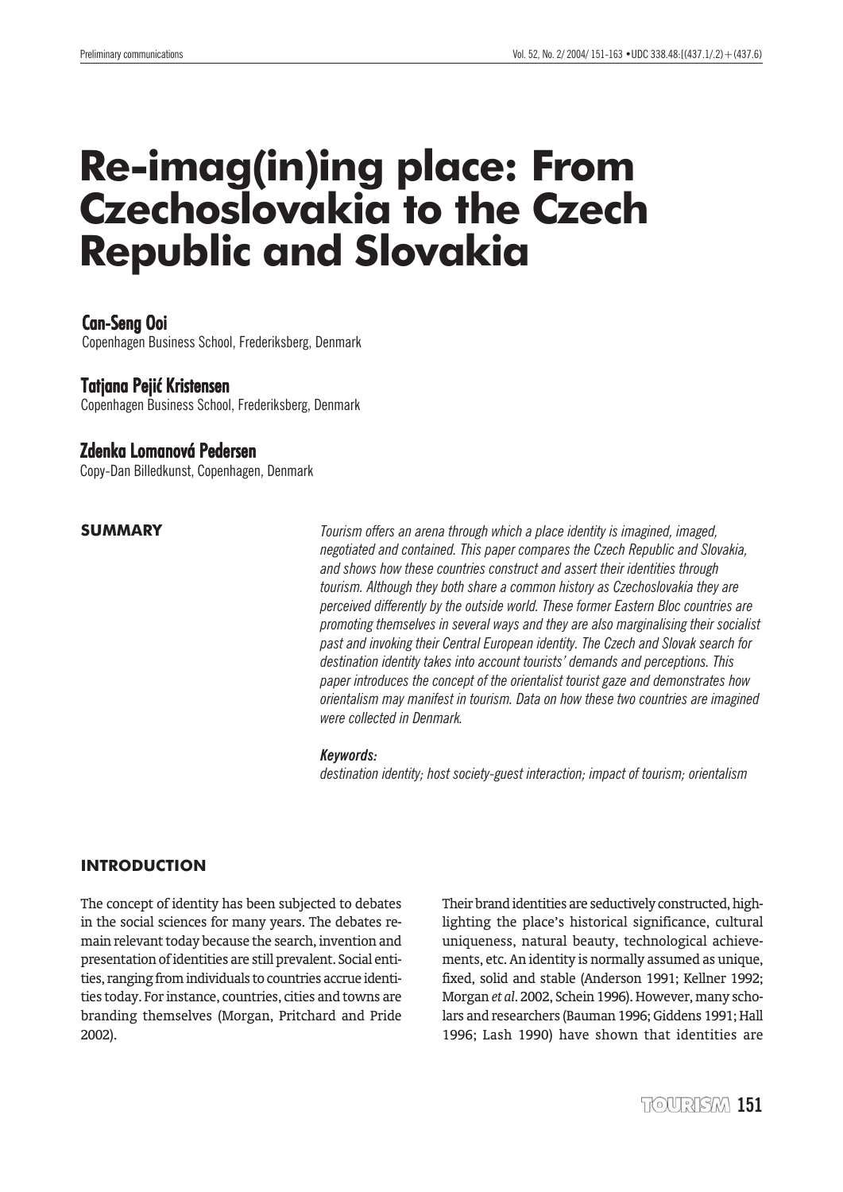# Re-imag(in)ing place: From Czechoslovakia to the Czech Republic and Slovakia

**Can-Seng Ooi**
Copenhagen Business School, Frederiksberg, Denmark

**Tatjana Pejić Kristensen**
Copenhagen Business School, Frederiksberg, Denmark

**Zdenka Lomanová Pedersen**
Copy-Dan Billedkunst, Copenhagen, Denmark

## SUMMARY

*Tourism offers an arena through which a place identity is imagined, imaged, negotiated and contained. This paper compares the Czech Republic and Slovakia, and shows how these countries construct and assert their identities through tourism. Although they both share a common history as Czechoslovakia they are perceived differently by the outside world. These former Eastern Bloc countries are promoting themselves in several ways and they are also marginalising their socialist past and invoking their Central European identity. The Czech and Slovak search for destination identity takes into account tourists' demands and perceptions. This paper introduces the concept of the orientalist tourist gaze and demonstrates how orientalism may manifest in tourism. Data on how these two countries are imagined were collected in Denmark.*

***Keywords:***
*destination identity; host society-guest interaction; impact of tourism; orientalism*

## INTRODUCTION

The concept of identity has been subjected to debates in the social sciences for many years. The debates remain relevant today because the search, invention and presentation of identities are still prevalent. Social entities, ranging from individuals to countries accrue identities today. For instance, countries, cities and towns are branding themselves (Morgan, Pritchard and Pride 2002).

Their brand identities are seductively constructed, highlighting the place's historical significance, cultural uniqueness, natural beauty, technological achievements, etc. An identity is normally assumed as unique, fixed, solid and stable (Anderson 1991; Kellner 1992; Morgan *et al*. 2002, Schein 1996). However, many scholars and researchers (Bauman 1996; Giddens 1991; Hall 1996; Lash 1990) have shown that identities are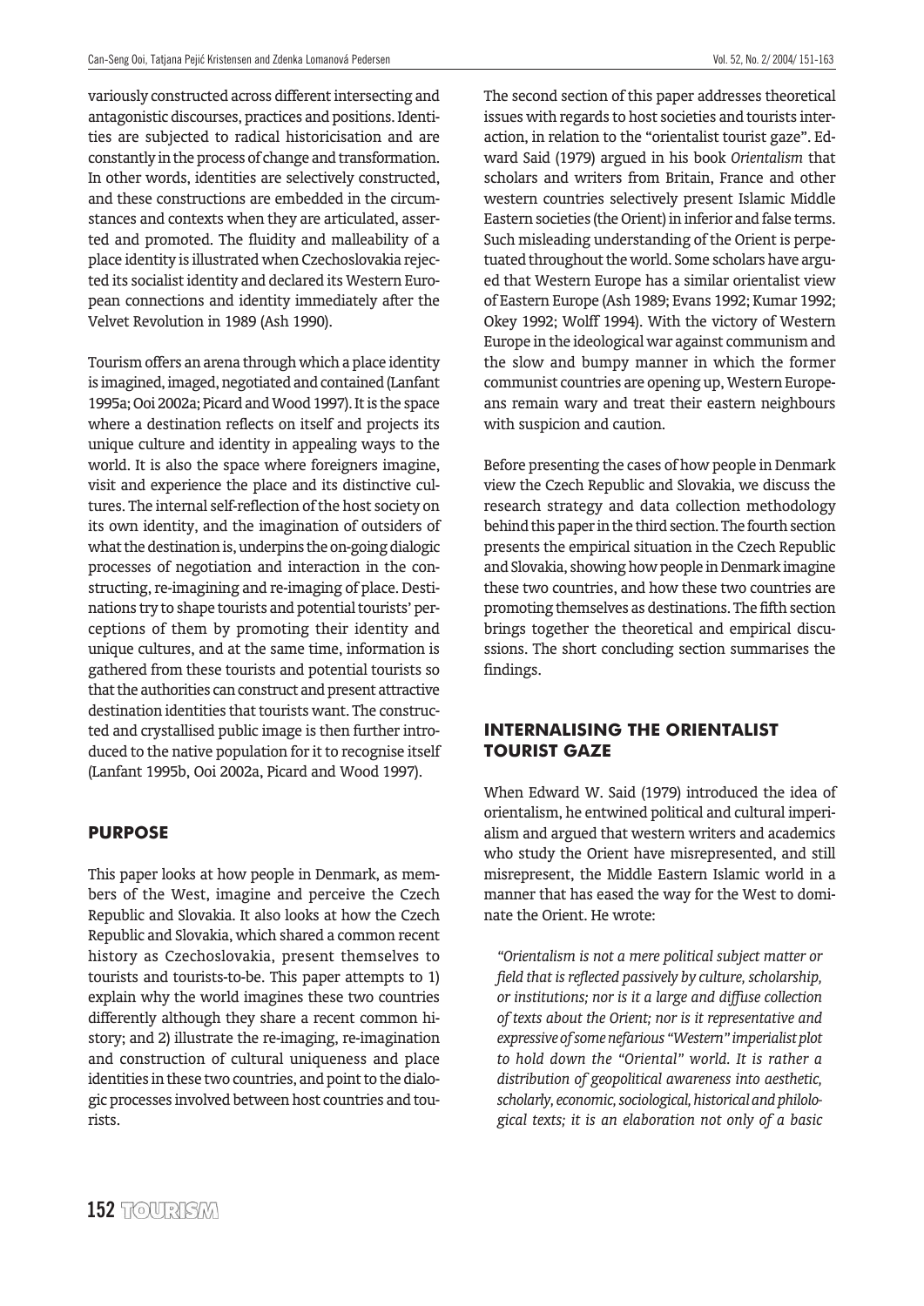variously constructed across different intersecting and antagonistic discourses, practices and positions. Identities are subjected to radical historicisation and are constantly in the process of change and transformation. In other words, identities are selectively constructed, and these constructions are embedded in the circumstances and contexts when they are articulated, asserted and promoted. The fluidity and malleability of a place identity is illustrated when Czechoslovakia rejected its socialist identity and declared its Western European connections and identity immediately after the Velvet Revolution in 1989 (Ash 1990).

Tourism offers an arena through which a place identity is imagined, imaged, negotiated and contained (Lanfant 1995a; Ooi 2002a; Picard and Wood 1997). It is the space where a destination reflects on itself and projects its unique culture and identity in appealing ways to the world. It is also the space where foreigners imagine, visit and experience the place and its distinctive cultures. The internal self-reflection of the host society on its own identity, and the imagination of outsiders of what the destination is, underpins the on-going dialogic processes of negotiation and interaction in the constructing, re-imagining and re-imaging of place. Destinations try to shape tourists and potential tourists' perceptions of them by promoting their identity and unique cultures, and at the same time, information is gathered from these tourists and potential tourists so that the authorities can construct and present attractive destination identities that tourists want. The constructed and crystallised public image is then further introduced to the native population for it to recognise itself (Lanfant 1995b, Ooi 2002a, Picard and Wood 1997).

## PURPOSE

This paper looks at how people in Denmark, as members of the West, imagine and perceive the Czech Republic and Slovakia. It also looks at how the Czech Republic and Slovakia, which shared a common recent history as Czechoslovakia, present themselves to tourists and tourists-to-be. This paper attempts to 1) explain why the world imagines these two countries differently although they share a recent common history; and 2) illustrate the re-imaging, re-imagination and construction of cultural uniqueness and place identities in these two countries, and point to the dialogic processes involved between host countries and tourists.

The second section of this paper addresses theoretical issues with regards to host societies and tourists interaction, in relation to the "orientalist tourist gaze". Edward Said (1979) argued in his book *Orientalism* that scholars and writers from Britain, France and other western countries selectively present Islamic Middle Eastern societies (the Orient) in inferior and false terms. Such misleading understanding of the Orient is perpetuated throughout the world. Some scholars have argued that Western Europe has a similar orientalist view of Eastern Europe (Ash 1989; Evans 1992; Kumar 1992; Okey 1992; Wolff 1994). With the victory of Western Europe in the ideological war against communism and the slow and bumpy manner in which the former communist countries are opening up, Western Europeans remain wary and treat their eastern neighbours with suspicion and caution.

Before presenting the cases of how people in Denmark view the Czech Republic and Slovakia, we discuss the research strategy and data collection methodology behind this paper in the third section. The fourth section presents the empirical situation in the Czech Republic and Slovakia, showing how people in Denmark imagine these two countries, and how these two countries are promoting themselves as destinations. The fifth section brings together the theoretical and empirical discussions. The short concluding section summarises the findings.

## INTERNALISING THE ORIENTALIST TOURIST GAZE

When Edward W. Said (1979) introduced the idea of orientalism, he entwined political and cultural imperialism and argued that western writers and academics who study the Orient have misrepresented, and still misrepresent, the Middle Eastern Islamic world in a manner that has eased the way for the West to dominate the Orient. He wrote:

*"Orientalism is not a mere political subject matter or field that is reflected passively by culture, scholarship, or institutions; nor is it a large and diffuse collection of texts about the Orient; nor is it representative and expressive of some nefarious "Western" imperialist plot to hold down the "Oriental" world. It is rather a distribution of geopolitical awareness into aesthetic, scholarly, economic, sociological, historical and philological texts; it is an elaboration not only of a basic*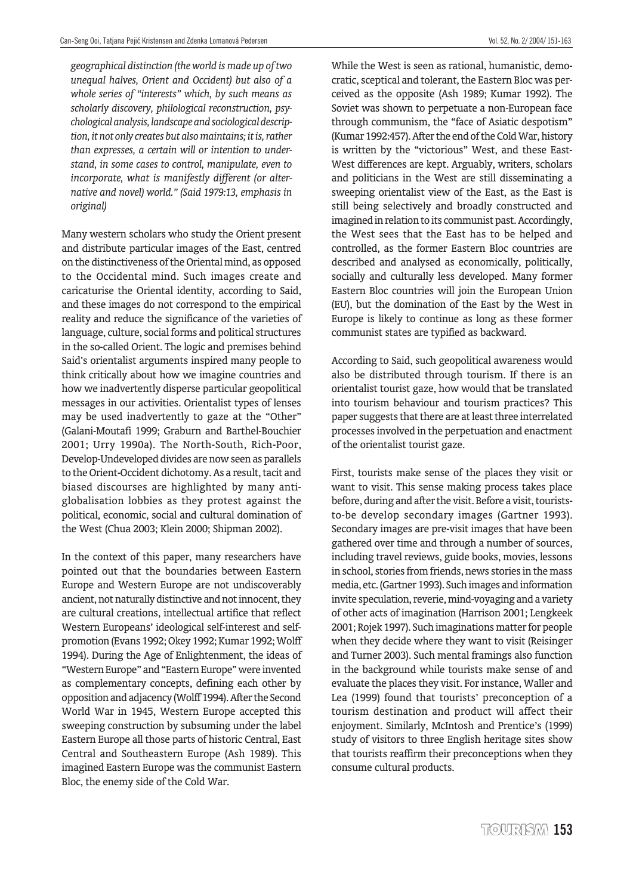*geographical distinction (the world is made up of two unequal halves, Orient and Occident) but also of a whole series of "interests" which, by such means as scholarly discovery, philological reconstruction, psychological analysis, landscape and sociological description, it not only creates but also maintains; it is, rather than expresses, a certain will or intention to understand, in some cases to control, manipulate, even to incorporate, what is manifestly different (or alternative and novel) world." (Said 1979:13, emphasis in original)*

Many western scholars who study the Orient present and distribute particular images of the East, centred on the distinctiveness of the Oriental mind, as opposed to the Occidental mind. Such images create and caricaturise the Oriental identity, according to Said, and these images do not correspond to the empirical reality and reduce the significance of the varieties of language, culture, social forms and political structures in the so-called Orient. The logic and premises behind Said's orientalist arguments inspired many people to think critically about how we imagine countries and how we inadvertently disperse particular geopolitical messages in our activities. Orientalist types of lenses may be used inadvertently to gaze at the "Other" (Galani-Moutafi 1999; Graburn and Barthel-Bouchier 2001; Urry 1990a). The North-South, Rich-Poor, Develop-Undeveloped divides are now seen as parallels to the Orient-Occident dichotomy. As a result, tacit and biased discourses are highlighted by many anti-globalisation lobbies as they protest against the political, economic, social and cultural domination of the West (Chua 2003; Klein 2000; Shipman 2002).

In the context of this paper, many researchers have pointed out that the boundaries between Eastern Europe and Western Europe are not undiscoverably ancient, not naturally distinctive and not innocent, they are cultural creations, intellectual artifice that reflect Western Europeans' ideological self-interest and self-promotion (Evans 1992; Okey 1992; Kumar 1992; Wolff 1994). During the Age of Enlightenment, the ideas of "Western Europe" and "Eastern Europe" were invented as complementary concepts, defining each other by opposition and adjacency (Wolff 1994). After the Second World War in 1945, Western Europe accepted this sweeping construction by subsuming under the label Eastern Europe all those parts of historic Central, East Central and Southeastern Europe (Ash 1989). This imagined Eastern Europe was the communist Eastern Bloc, the enemy side of the Cold War.

While the West is seen as rational, humanistic, democratic, sceptical and tolerant, the Eastern Bloc was perceived as the opposite (Ash 1989; Kumar 1992). The Soviet was shown to perpetuate a non-European face through communism, the "face of Asiatic despotism" (Kumar 1992:457). After the end of the Cold War, history is written by the "victorious" West, and these East-West differences are kept. Arguably, writers, scholars and politicians in the West are still disseminating a sweeping orientalist view of the East, as the East is still being selectively and broadly constructed and imagined in relation to its communist past. Accordingly, the West sees that the East has to be helped and controlled, as the former Eastern Bloc countries are described and analysed as economically, politically, socially and culturally less developed. Many former Eastern Bloc countries will join the European Union (EU), but the domination of the East by the West in Europe is likely to continue as long as these former communist states are typified as backward.

According to Said, such geopolitical awareness would also be distributed through tourism. If there is an orientalist tourist gaze, how would that be translated into tourism behaviour and tourism practices? This paper suggests that there are at least three interrelated processes involved in the perpetuation and enactment of the orientalist tourist gaze.

First, tourists make sense of the places they visit or want to visit. This sense making process takes place before, during and after the visit. Before a visit, tourists-to-be develop secondary images (Gartner 1993). Secondary images are pre-visit images that have been gathered over time and through a number of sources, including travel reviews, guide books, movies, lessons in school, stories from friends, news stories in the mass media, etc. (Gartner 1993). Such images and information invite speculation, reverie, mind-voyaging and a variety of other acts of imagination (Harrison 2001; Lengkeek 2001; Rojek 1997). Such imaginations matter for people when they decide where they want to visit (Reisinger and Turner 2003). Such mental framings also function in the background while tourists make sense of and evaluate the places they visit. For instance, Waller and Lea (1999) found that tourists' preconception of a tourism destination and product will affect their enjoyment. Similarly, McIntosh and Prentice's (1999) study of visitors to three English heritage sites show that tourists reaffirm their preconceptions when they consume cultural products.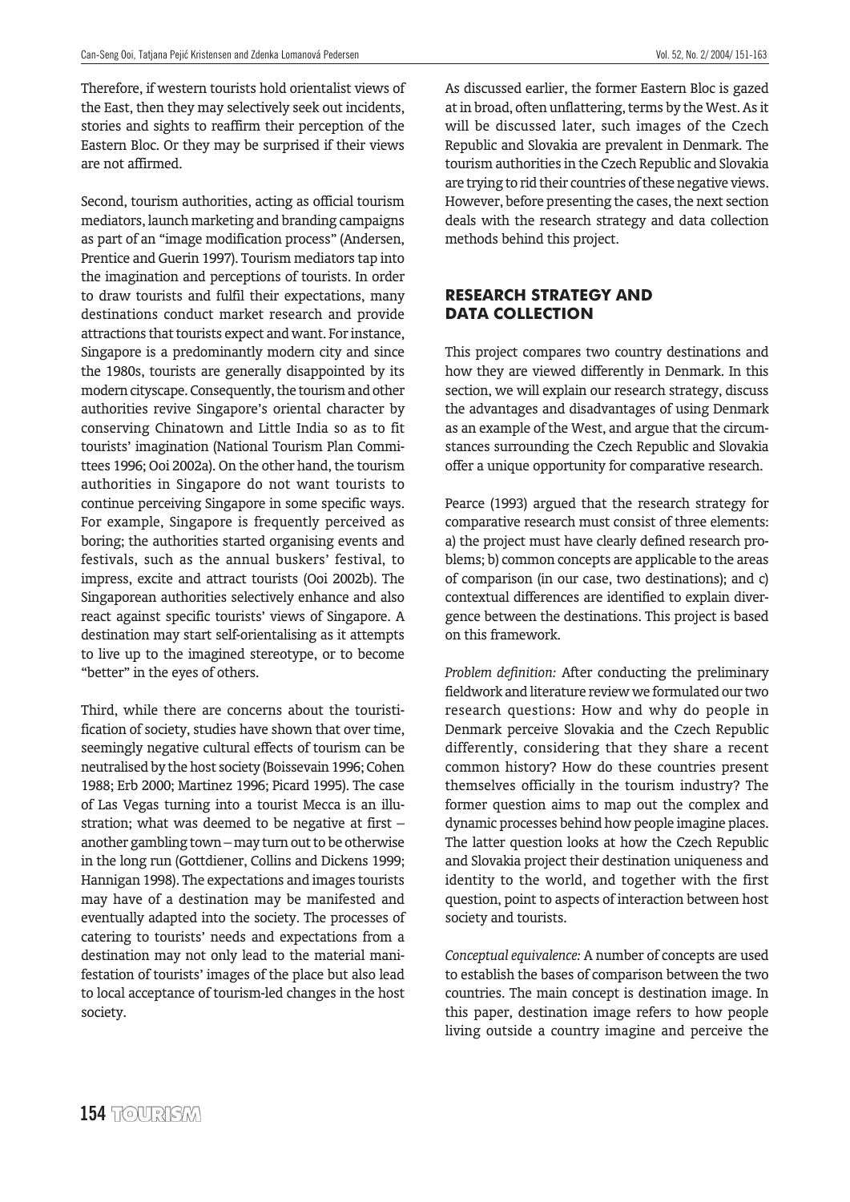Therefore, if western tourists hold orientalist views of the East, then they may selectively seek out incidents, stories and sights to reaffirm their perception of the Eastern Bloc. Or they may be surprised if their views are not affirmed.

Second, tourism authorities, acting as official tourism mediators, launch marketing and branding campaigns as part of an "image modification process" (Andersen, Prentice and Guerin 1997). Tourism mediators tap into the imagination and perceptions of tourists. In order to draw tourists and fulfil their expectations, many destinations conduct market research and provide attractions that tourists expect and want. For instance, Singapore is a predominantly modern city and since the 1980s, tourists are generally disappointed by its modern cityscape. Consequently, the tourism and other authorities revive Singapore's oriental character by conserving Chinatown and Little India so as to fit tourists' imagination (National Tourism Plan Committees 1996; Ooi 2002a). On the other hand, the tourism authorities in Singapore do not want tourists to continue perceiving Singapore in some specific ways. For example, Singapore is frequently perceived as boring; the authorities started organising events and festivals, such as the annual buskers' festival, to impress, excite and attract tourists (Ooi 2002b). The Singaporean authorities selectively enhance and also react against specific tourists' views of Singapore. A destination may start self-orientalising as it attempts to live up to the imagined stereotype, or to become "better" in the eyes of others.

Third, while there are concerns about the touristification of society, studies have shown that over time, seemingly negative cultural effects of tourism can be neutralised by the host society (Boissevain 1996; Cohen 1988; Erb 2000; Martinez 1996; Picard 1995). The case of Las Vegas turning into a tourist Mecca is an illustration; what was deemed to be negative at first – another gambling town – may turn out to be otherwise in the long run (Gottdiener, Collins and Dickens 1999; Hannigan 1998). The expectations and images tourists may have of a destination may be manifested and eventually adapted into the society. The processes of catering to tourists' needs and expectations from a destination may not only lead to the material manifestation of tourists' images of the place but also lead to local acceptance of tourism-led changes in the host society.

As discussed earlier, the former Eastern Bloc is gazed at in broad, often unflattering, terms by the West. As it will be discussed later, such images of the Czech Republic and Slovakia are prevalent in Denmark. The tourism authorities in the Czech Republic and Slovakia are trying to rid their countries of these negative views. However, before presenting the cases, the next section deals with the research strategy and data collection methods behind this project.

## RESEARCH STRATEGY AND DATA COLLECTION

This project compares two country destinations and how they are viewed differently in Denmark. In this section, we will explain our research strategy, discuss the advantages and disadvantages of using Denmark as an example of the West, and argue that the circumstances surrounding the Czech Republic and Slovakia offer a unique opportunity for comparative research.

Pearce (1993) argued that the research strategy for comparative research must consist of three elements: a) the project must have clearly defined research problems; b) common concepts are applicable to the areas of comparison (in our case, two destinations); and c) contextual differences are identified to explain divergence between the destinations. This project is based on this framework.

*Problem definition:* After conducting the preliminary fieldwork and literature review we formulated our two research questions: How and why do people in Denmark perceive Slovakia and the Czech Republic differently, considering that they share a recent common history? How do these countries present themselves officially in the tourism industry? The former question aims to map out the complex and dynamic processes behind how people imagine places. The latter question looks at how the Czech Republic and Slovakia project their destination uniqueness and identity to the world, and together with the first question, point to aspects of interaction between host society and tourists.

*Conceptual equivalence:* A number of concepts are used to establish the bases of comparison between the two countries. The main concept is destination image. In this paper, destination image refers to how people living outside a country imagine and perceive the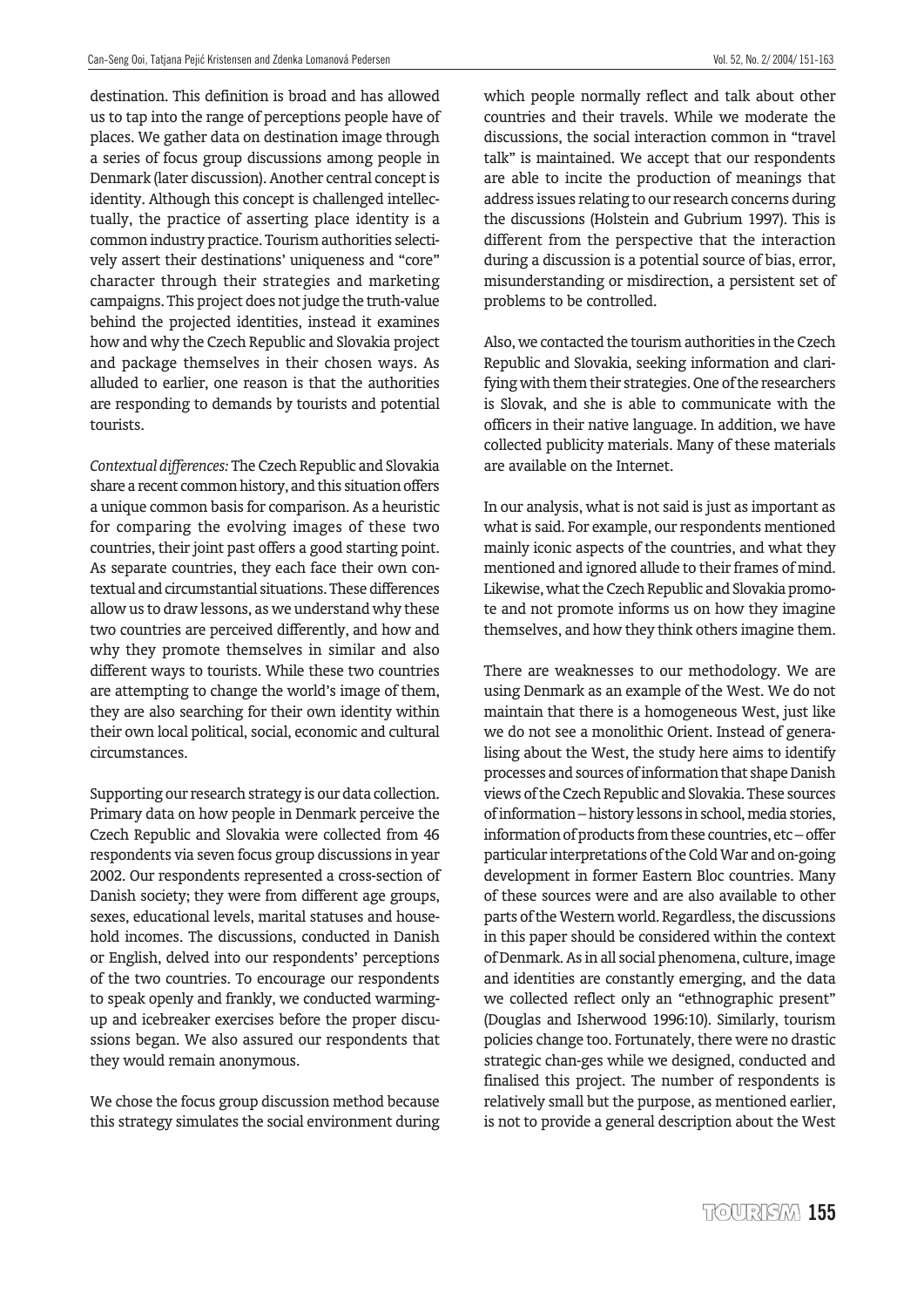destination. This definition is broad and has allowed us to tap into the range of perceptions people have of places. We gather data on destination image through a series of focus group discussions among people in Denmark (later discussion). Another central concept is identity. Although this concept is challenged intellectually, the practice of asserting place identity is a common industry practice. Tourism authorities selectively assert their destinations' uniqueness and "core" character through their strategies and marketing campaigns. This project does not judge the truth-value behind the projected identities, instead it examines how and why the Czech Republic and Slovakia project and package themselves in their chosen ways. As alluded to earlier, one reason is that the authorities are responding to demands by tourists and potential tourists.

*Contextual differences:* The Czech Republic and Slovakia share a recent common history, and this situation offers a unique common basis for comparison. As a heuristic for comparing the evolving images of these two countries, their joint past offers a good starting point. As separate countries, they each face their own contextual and circumstantial situations. These differences allow us to draw lessons, as we understand why these two countries are perceived differently, and how and why they promote themselves in similar and also different ways to tourists. While these two countries are attempting to change the world's image of them, they are also searching for their own identity within their own local political, social, economic and cultural circumstances.

Supporting our research strategy is our data collection. Primary data on how people in Denmark perceive the Czech Republic and Slovakia were collected from 46 respondents via seven focus group discussions in year 2002. Our respondents represented a cross-section of Danish society; they were from different age groups, sexes, educational levels, marital statuses and household incomes. The discussions, conducted in Danish or English, delved into our respondents' perceptions of the two countries. To encourage our respondents to speak openly and frankly, we conducted warming-up and icebreaker exercises before the proper discussions began. We also assured our respondents that they would remain anonymous.

We chose the focus group discussion method because this strategy simulates the social environment during which people normally reflect and talk about other countries and their travels. While we moderate the discussions, the social interaction common in "travel talk" is maintained. We accept that our respondents are able to incite the production of meanings that address issues relating to our research concerns during the discussions (Holstein and Gubrium 1997). This is different from the perspective that the interaction during a discussion is a potential source of bias, error, misunderstanding or misdirection, a persistent set of problems to be controlled.

Also, we contacted the tourism authorities in the Czech Republic and Slovakia, seeking information and clarifying with them their strategies. One of the researchers is Slovak, and she is able to communicate with the officers in their native language. In addition, we have collected publicity materials. Many of these materials are available on the Internet.

In our analysis, what is not said is just as important as what is said. For example, our respondents mentioned mainly iconic aspects of the countries, and what they mentioned and ignored allude to their frames of mind. Likewise, what the Czech Republic and Slovakia promote and not promote informs us on how they imagine themselves, and how they think others imagine them.

There are weaknesses to our methodology. We are using Denmark as an example of the West. We do not maintain that there is a homogeneous West, just like we do not see a monolithic Orient. Instead of generalising about the West, the study here aims to identify processes and sources of information that shape Danish views of the Czech Republic and Slovakia. These sources of information – history lessons in school, media stories, information of products from these countries, etc – offer particular interpretations of the Cold War and on-going development in former Eastern Bloc countries. Many of these sources were and are also available to other parts of the Western world. Regardless, the discussions in this paper should be considered within the context of Denmark. As in all social phenomena, culture, image and identities are constantly emerging, and the data we collected reflect only an "ethnographic present" (Douglas and Isherwood 1996:10). Similarly, tourism policies change too. Fortunately, there were no drastic strategic changes while we designed, conducted and finalised this project. The number of respondents is relatively small but the purpose, as mentioned earlier, is not to provide a general description about the West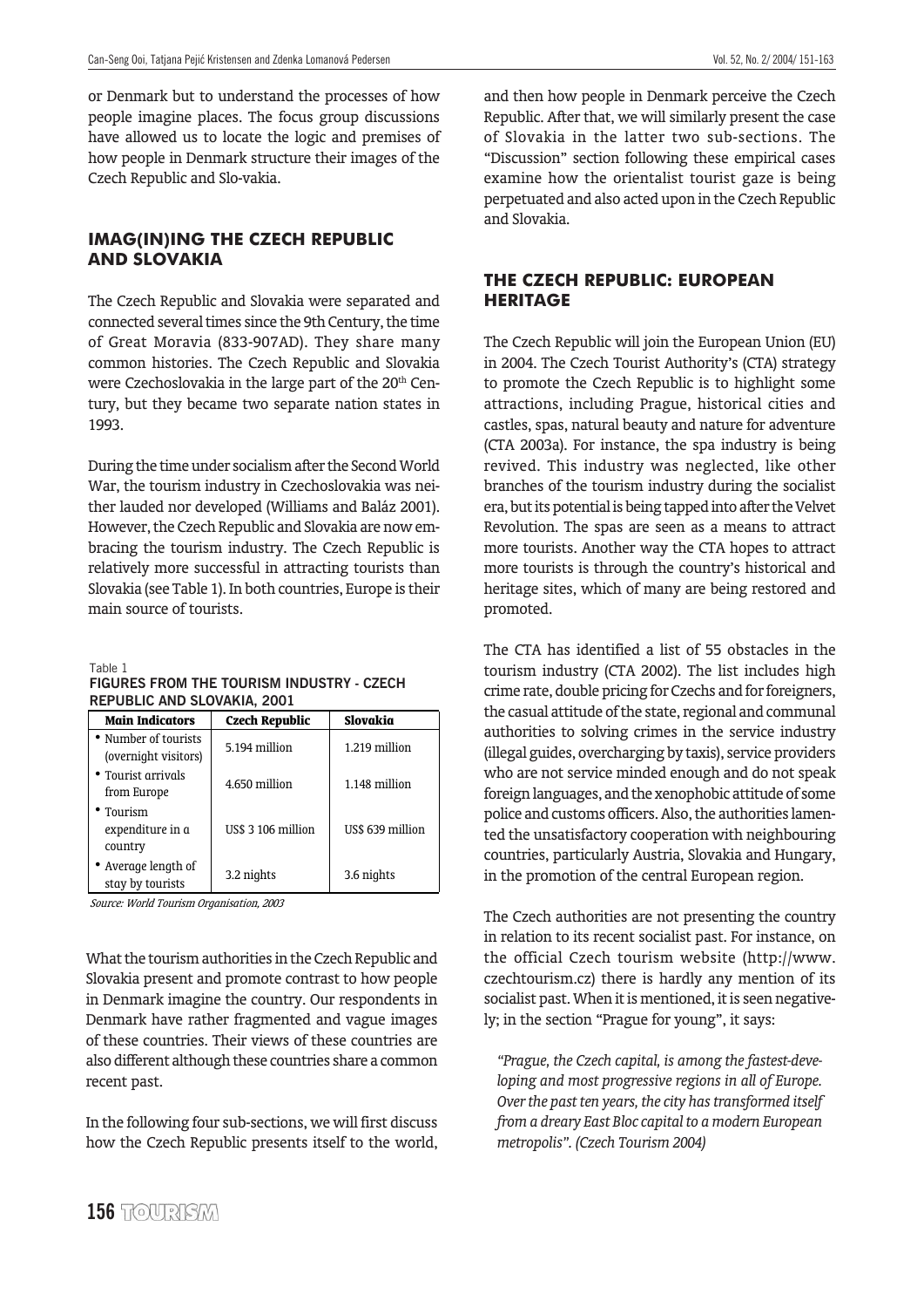or Denmark but to understand the processes of how people imagine places. The focus group discussions have allowed us to locate the logic and premises of how people in Denmark structure their images of the Czech Republic and Slo-vakia.

## IMAG(IN)ING THE CZECH REPUBLIC AND SLOVAKIA

The Czech Republic and Slovakia were separated and connected several times since the 9th Century, the time of Great Moravia (833-907AD). They share many common histories. The Czech Republic and Slovakia were Czechoslovakia in the large part of the 20th Century, but they became two separate nation states in 1993.

During the time under socialism after the Second World War, the tourism industry in Czechoslovakia was neither lauded nor developed (Williams and Baláz 2001). However, the Czech Republic and Slovakia are now embracing the tourism industry. The Czech Republic is relatively more successful in attracting tourists than Slovakia (see Table 1). In both countries, Europe is their main source of tourists.

Table 1
**FIGURES FROM THE TOURISM INDUSTRY - CZECH REPUBLIC AND SLOVAKIA, 2001**

| Main Indicators | Czech Republic | Slovakia |
|---|---|---|
| • Number of tourists (overnight visitors) | 5.194 million | 1.219 million |
| • Tourist arrivals from Europe | 4.650 million | 1.148 million |
| • Tourism expenditure in a country | US$ 3 106 million | US$ 639 million |
| • Average length of stay by tourists | 3.2 nights | 3.6 nights |

*Source: World Tourism Organisation, 2003*

What the tourism authorities in the Czech Republic and Slovakia present and promote contrast to how people in Denmark imagine the country. Our respondents in Denmark have rather fragmented and vague images of these countries. Their views of these countries are also different although these countries share a common recent past.

In the following four sub-sections, we will first discuss how the Czech Republic presents itself to the world, and then how people in Denmark perceive the Czech Republic. After that, we will similarly present the case of Slovakia in the latter two sub-sections. The "Discussion" section following these empirical cases examine how the orientalist tourist gaze is being perpetuated and also acted upon in the Czech Republic and Slovakia.

## THE CZECH REPUBLIC: EUROPEAN HERITAGE

The Czech Republic will join the European Union (EU) in 2004. The Czech Tourist Authority's (CTA) strategy to promote the Czech Republic is to highlight some attractions, including Prague, historical cities and castles, spas, natural beauty and nature for adventure (CTA 2003a). For instance, the spa industry is being revived. This industry was neglected, like other branches of the tourism industry during the socialist era, but its potential is being tapped into after the Velvet Revolution. The spas are seen as a means to attract more tourists. Another way the CTA hopes to attract more tourists is through the country's historical and heritage sites, which of many are being restored and promoted.

The CTA has identified a list of 55 obstacles in the tourism industry (CTA 2002). The list includes high crime rate, double pricing for Czechs and for foreigners, the casual attitude of the state, regional and communal authorities to solving crimes in the service industry (illegal guides, overcharging by taxis), service providers who are not service minded enough and do not speak foreign languages, and the xenophobic attitude of some police and customs officers. Also, the authorities lamented the unsatisfactory cooperation with neighbouring countries, particularly Austria, Slovakia and Hungary, in the promotion of the central European region.

The Czech authorities are not presenting the country in relation to its recent socialist past. For instance, on the official Czech tourism website (http://www.czechtourism.cz) there is hardly any mention of its socialist past. When it is mentioned, it is seen negatively; in the section "Prague for young", it says:

> *"Prague, the Czech capital, is among the fastest-developing and most progressive regions in all of Europe. Over the past ten years, the city has transformed itself from a dreary East Bloc capital to a modern European metropolis". (Czech Tourism 2004)*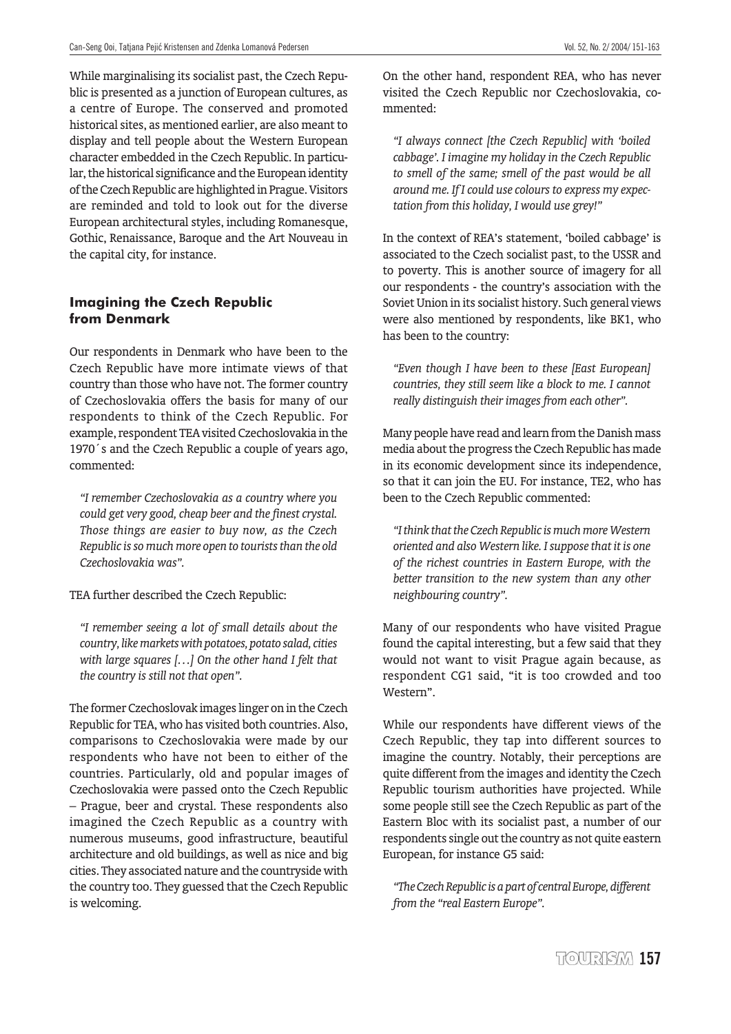While marginalising its socialist past, the Czech Republic is presented as a junction of European cultures, as a centre of Europe. The conserved and promoted historical sites, as mentioned earlier, are also meant to display and tell people about the Western European character embedded in the Czech Republic. In particular, the historical significance and the European identity of the Czech Republic are highlighted in Prague. Visitors are reminded and told to look out for the diverse European architectural styles, including Romanesque, Gothic, Renaissance, Baroque and the Art Nouveau in the capital city, for instance.

### Imagining the Czech Republic from Denmark

Our respondents in Denmark who have been to the Czech Republic have more intimate views of that country than those who have not. The former country of Czechoslovakia offers the basis for many of our respondents to think of the Czech Republic. For example, respondent TEA visited Czechoslovakia in the 1970´s and the Czech Republic a couple of years ago, commented:

> *"I remember Czechoslovakia as a country where you could get very good, cheap beer and the finest crystal. Those things are easier to buy now, as the Czech Republic is so much more open to tourists than the old Czechoslovakia was".*

TEA further described the Czech Republic:

> *"I remember seeing a lot of small details about the country, like markets with potatoes, potato salad, cities with large squares [...] On the other hand I felt that the country is still not that open".*

The former Czechoslovak images linger on in the Czech Republic for TEA, who has visited both countries. Also, comparisons to Czechoslovakia were made by our respondents who have not been to either of the countries. Particularly, old and popular images of Czechoslovakia were passed onto the Czech Republic – Prague, beer and crystal. These respondents also imagined the Czech Republic as a country with numerous museums, good infrastructure, beautiful architecture and old buildings, as well as nice and big cities. They associated nature and the countryside with the country too. They guessed that the Czech Republic is welcoming.

On the other hand, respondent REA, who has never visited the Czech Republic nor Czechoslovakia, commented:

> *"I always connect [the Czech Republic] with 'boiled cabbage'. I imagine my holiday in the Czech Republic to smell of the same; smell of the past would be all around me. If I could use colours to express my expectation from this holiday, I would use grey!"*

In the context of REA's statement, 'boiled cabbage' is associated to the Czech socialist past, to the USSR and to poverty. This is another source of imagery for all our respondents - the country's association with the Soviet Union in its socialist history. Such general views were also mentioned by respondents, like BK1, who has been to the country:

> *"Even though I have been to these [East European] countries, they still seem like a block to me. I cannot really distinguish their images from each other".*

Many people have read and learn from the Danish mass media about the progress the Czech Republic has made in its economic development since its independence, so that it can join the EU. For instance, TE2, who has been to the Czech Republic commented:

> *"I think that the Czech Republic is much more Western oriented and also Western like. I suppose that it is one of the richest countries in Eastern Europe, with the better transition to the new system than any other neighbouring country".*

Many of our respondents who have visited Prague found the capital interesting, but a few said that they would not want to visit Prague again because, as respondent CG1 said, "it is too crowded and too Western".

While our respondents have different views of the Czech Republic, they tap into different sources to imagine the country. Notably, their perceptions are quite different from the images and identity the Czech Republic tourism authorities have projected. While some people still see the Czech Republic as part of the Eastern Bloc with its socialist past, a number of our respondents single out the country as not quite eastern European, for instance G5 said:

> *"The Czech Republic is a part of central Europe, different from the "real Eastern Europe".*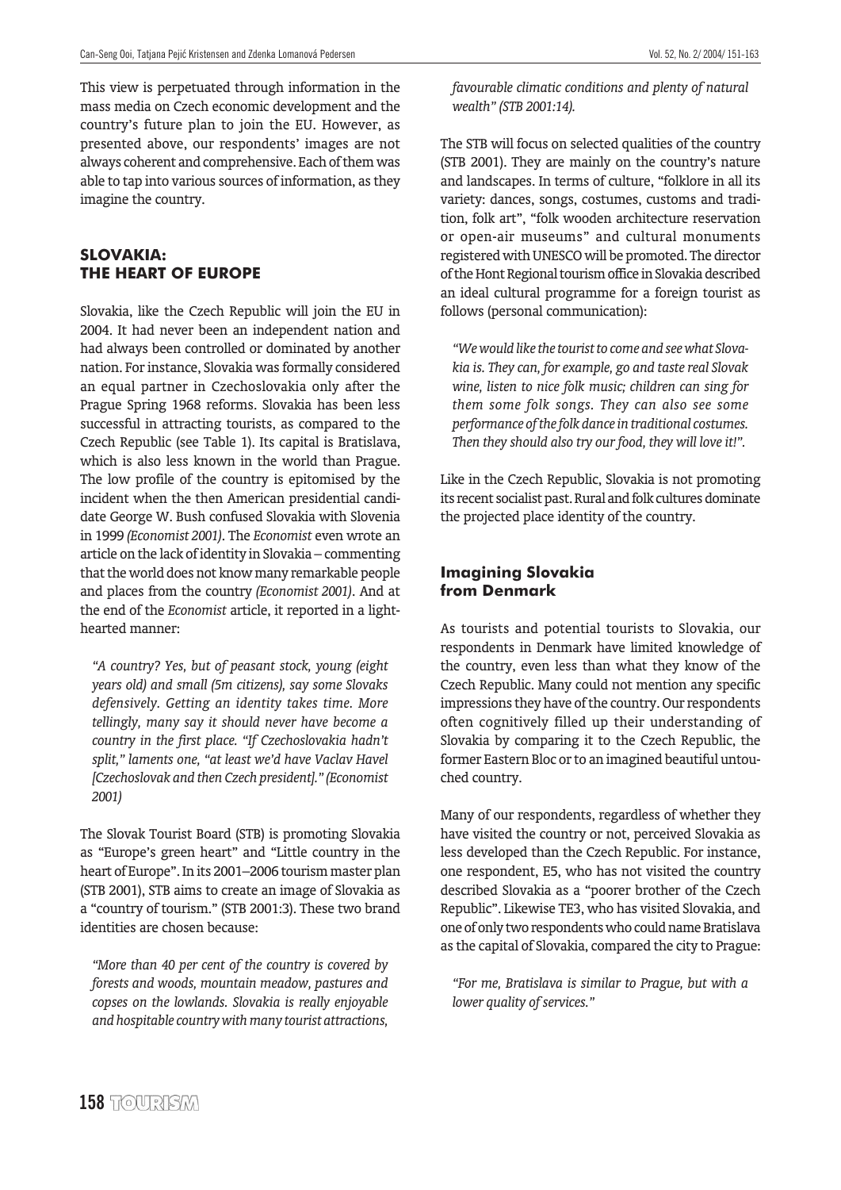This view is perpetuated through information in the mass media on Czech economic development and the country's future plan to join the EU. However, as presented above, our respondents' images are not always coherent and comprehensive. Each of them was able to tap into various sources of information, as they imagine the country.

## SLOVAKIA: THE HEART OF EUROPE

Slovakia, like the Czech Republic will join the EU in 2004. It had never been an independent nation and had always been controlled or dominated by another nation. For instance, Slovakia was formally considered an equal partner in Czechoslovakia only after the Prague Spring 1968 reforms. Slovakia has been less successful in attracting tourists, as compared to the Czech Republic (see Table 1). Its capital is Bratislava, which is also less known in the world than Prague. The low profile of the country is epitomised by the incident when the then American presidential candidate George W. Bush confused Slovakia with Slovenia in 1999 *(Economist 2001)*. The *Economist* even wrote an article on the lack of identity in Slovakia – commenting that the world does not know many remarkable people and places from the country *(Economist 2001)*. And at the end of the *Economist* article, it reported in a light-hearted manner:

> *"A country? Yes, but of peasant stock, young (eight years old) and small (5m citizens), say some Slovaks defensively. Getting an identity takes time. More tellingly, many say it should never have become a country in the first place. "If Czechoslovakia hadn't split," laments one, "at least we'd have Vaclav Havel [Czechoslovak and then Czech president]." (Economist 2001)*

The Slovak Tourist Board (STB) is promoting Slovakia as "Europe's green heart" and "Little country in the heart of Europe". In its 2001–2006 tourism master plan (STB 2001), STB aims to create an image of Slovakia as a "country of tourism." (STB 2001:3). These two brand identities are chosen because:

> *"More than 40 per cent of the country is covered by forests and woods, mountain meadow, pastures and copses on the lowlands. Slovakia is really enjoyable and hospitable country with many tourist attractions, favourable climatic conditions and plenty of natural wealth" (STB 2001:14).*

The STB will focus on selected qualities of the country (STB 2001). They are mainly on the country's nature and landscapes. In terms of culture, "folklore in all its variety: dances, songs, costumes, customs and tradition, folk art", "folk wooden architecture reservation or open-air museums" and cultural monuments registered with UNESCO will be promoted. The director of the Hont Regional tourism office in Slovakia described an ideal cultural programme for a foreign tourist as follows (personal communication):

> *"We would like the tourist to come and see what Slovakia is. They can, for example, go and taste real Slovak wine, listen to nice folk music; children can sing for them some folk songs. They can also see some performance of the folk dance in traditional costumes. Then they should also try our food, they will love it!".*

Like in the Czech Republic, Slovakia is not promoting its recent socialist past. Rural and folk cultures dominate the projected place identity of the country.

### Imagining Slovakia from Denmark

As tourists and potential tourists to Slovakia, our respondents in Denmark have limited knowledge of the country, even less than what they know of the Czech Republic. Many could not mention any specific impressions they have of the country. Our respondents often cognitively filled up their understanding of Slovakia by comparing it to the Czech Republic, the former Eastern Bloc or to an imagined beautiful untouched country.

Many of our respondents, regardless of whether they have visited the country or not, perceived Slovakia as less developed than the Czech Republic. For instance, one respondent, E5, who has not visited the country described Slovakia as a "poorer brother of the Czech Republic". Likewise TE3, who has visited Slovakia, and one of only two respondents who could name Bratislava as the capital of Slovakia, compared the city to Prague:

> *"For me, Bratislava is similar to Prague, but with a lower quality of services."*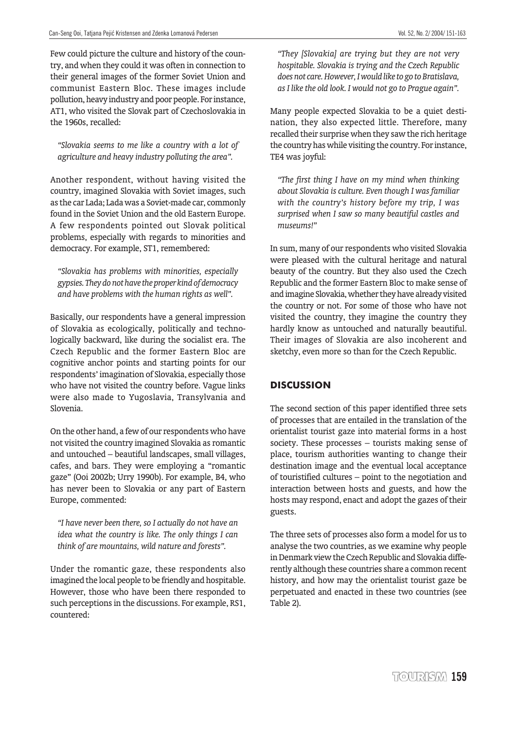Few could picture the culture and history of the country, and when they could it was often in connection to their general images of the former Soviet Union and communist Eastern Bloc. These images include pollution, heavy industry and poor people. For instance, AT1, who visited the Slovak part of Czechoslovakia in the 1960s, recalled:

> *"Slovakia seems to me like a country with a lot of agriculture and heavy industry polluting the area".*

Another respondent, without having visited the country, imagined Slovakia with Soviet images, such as the car Lada; Lada was a Soviet-made car, commonly found in the Soviet Union and the old Eastern Europe. A few respondents pointed out Slovak political problems, especially with regards to minorities and democracy. For example, ST1, remembered:

> *"Slovakia has problems with minorities, especially gypsies. They do not have the proper kind of democracy and have problems with the human rights as well".*

Basically, our respondents have a general impression of Slovakia as ecologically, politically and technologically backward, like during the socialist era. The Czech Republic and the former Eastern Bloc are cognitive anchor points and starting points for our respondents' imagination of Slovakia, especially those who have not visited the country before. Vague links were also made to Yugoslavia, Transylvania and Slovenia.

On the other hand, a few of our respondents who have not visited the country imagined Slovakia as romantic and untouched – beautiful landscapes, small villages, cafes, and bars. They were employing a "romantic gaze" (Ooi 2002b; Urry 1990b). For example, B4, who has never been to Slovakia or any part of Eastern Europe, commented:

> *"I have never been there, so I actually do not have an idea what the country is like. The only things I can think of are mountains, wild nature and forests".*

Under the romantic gaze, these respondents also imagined the local people to be friendly and hospitable. However, those who have been there responded to such perceptions in the discussions. For example, RS1, countered:

> *"They [Slovakia] are trying but they are not very hospitable. Slovakia is trying and the Czech Republic does not care. However, I would like to go to Bratislava, as I like the old look. I would not go to Prague again".*

Many people expected Slovakia to be a quiet destination, they also expected little. Therefore, many recalled their surprise when they saw the rich heritage the country has while visiting the country. For instance, TE4 was joyful:

> *"The first thing I have on my mind when thinking about Slovakia is culture. Even though I was familiar with the country's history before my trip, I was surprised when I saw so many beautiful castles and museums!"*

In sum, many of our respondents who visited Slovakia were pleased with the cultural heritage and natural beauty of the country. But they also used the Czech Republic and the former Eastern Bloc to make sense of and imagine Slovakia, whether they have already visited the country or not. For some of those who have not visited the country, they imagine the country they hardly know as untouched and naturally beautiful. Their images of Slovakia are also incoherent and sketchy, even more so than for the Czech Republic.

## DISCUSSION

The second section of this paper identified three sets of processes that are entailed in the translation of the orientalist tourist gaze into material forms in a host society. These processes – tourists making sense of place, tourism authorities wanting to change their destination image and the eventual local acceptance of touristified cultures – point to the negotiation and interaction between hosts and guests, and how the hosts may respond, enact and adopt the gazes of their guests.

The three sets of processes also form a model for us to analyse the two countries, as we examine why people in Denmark view the Czech Republic and Slovakia differently although these countries share a common recent history, and how may the orientalist tourist gaze be perpetuated and enacted in these two countries (see Table 2).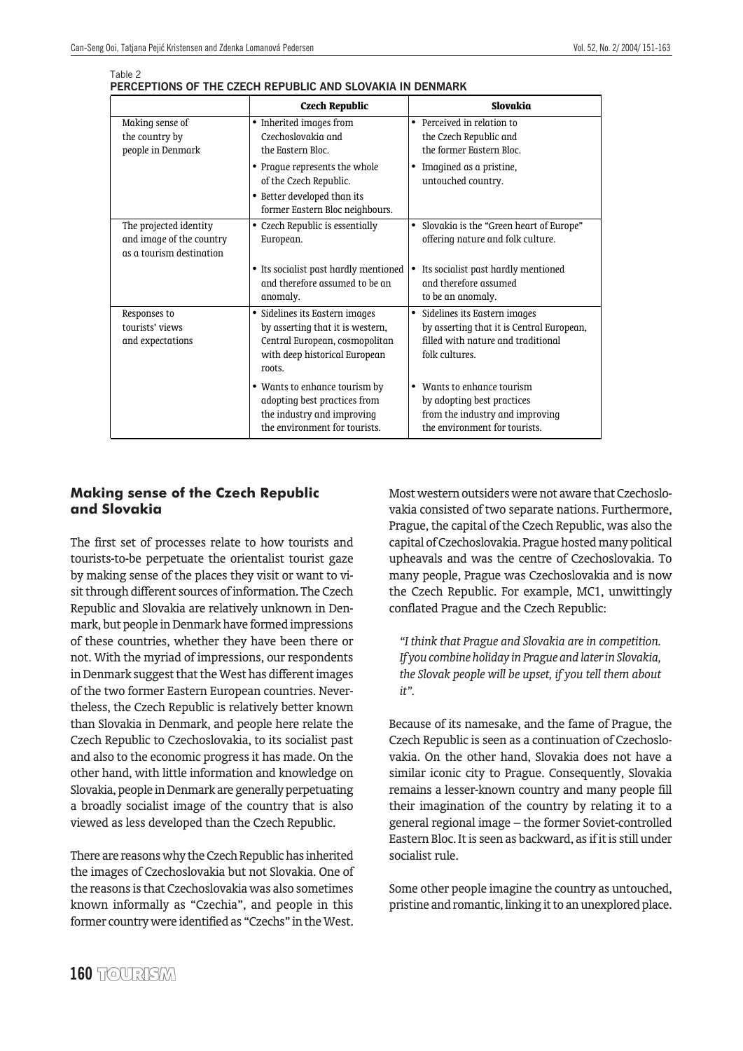Table 2

**PERCEPTIONS OF THE CZECH REPUBLIC AND SLOVAKIA IN DENMARK**

| | Czech Republic | Slovakia |
|---|---|---|
| Making sense of the country by people in Denmark | • Inherited images from Czechoslovakia and the Eastern Bloc.<br>• Prague represents the whole of the Czech Republic.<br>• Better developed than its former Eastern Bloc neighbours. | • Perceived in relation to the Czech Republic and the former Eastern Bloc.<br>• Imagined as a pristine, untouched country. |
| The projected identity and image of the country as a tourism destination | • Czech Republic is essentially European.<br>• Its socialist past hardly mentioned and therefore assumed to be an anomaly. | • Slovakia is the "Green heart of Europe" offering nature and folk culture.<br>• Its socialist past hardly mentioned and therefore assumed to be an anomaly. |
| Responses to tourists' views and expectations | • Sidelines its Eastern images by asserting that it is western, Central European, cosmopolitan with deep historical European roots.<br>• Wants to enhance tourism by adopting best practices from the industry and improving the environment for tourists. | • Sidelines its Eastern images by asserting that it is Central European, filled with nature and traditional folk cultures.<br>• Wants to enhance tourism by adopting best practices from the industry and improving the environment for tourists. |

## Making sense of the Czech Republic and Slovakia

The first set of processes relate to how tourists and tourists-to-be perpetuate the orientalist tourist gaze by making sense of the places they visit or want to visit through different sources of information. The Czech Republic and Slovakia are relatively unknown in Denmark, but people in Denmark have formed impressions of these countries, whether they have been there or not. With the myriad of impressions, our respondents in Denmark suggest that the West has different images of the two former Eastern European countries. Nevertheless, the Czech Republic is relatively better known than Slovakia in Denmark, and people here relate the Czech Republic to Czechoslovakia, to its socialist past and also to the economic progress it has made. On the other hand, with little information and knowledge on Slovakia, people in Denmark are generally perpetuating a broadly socialist image of the country that is also viewed as less developed than the Czech Republic.

There are reasons why the Czech Republic has inherited the images of Czechoslovakia but not Slovakia. One of the reasons is that Czechoslovakia was also sometimes known informally as "Czechia", and people in this former country were identified as "Czechs" in the West. Most western outsiders were not aware that Czechoslovakia consisted of two separate nations. Furthermore, Prague, the capital of the Czech Republic, was also the capital of Czechoslovakia. Prague hosted many political upheavals and was the centre of Czechoslovakia. To many people, Prague was Czechoslovakia and is now the Czech Republic. For example, MC1, unwittingly conflated Prague and the Czech Republic:

> *"I think that Prague and Slovakia are in competition. If you combine holiday in Prague and later in Slovakia, the Slovak people will be upset, if you tell them about it".*

Because of its namesake, and the fame of Prague, the Czech Republic is seen as a continuation of Czechoslovakia. On the other hand, Slovakia does not have a similar iconic city to Prague. Consequently, Slovakia remains a lesser-known country and many people fill their imagination of the country by relating it to a general regional image – the former Soviet-controlled Eastern Bloc. It is seen as backward, as if it is still under socialist rule.

Some other people imagine the country as untouched, pristine and romantic, linking it to an unexplored place.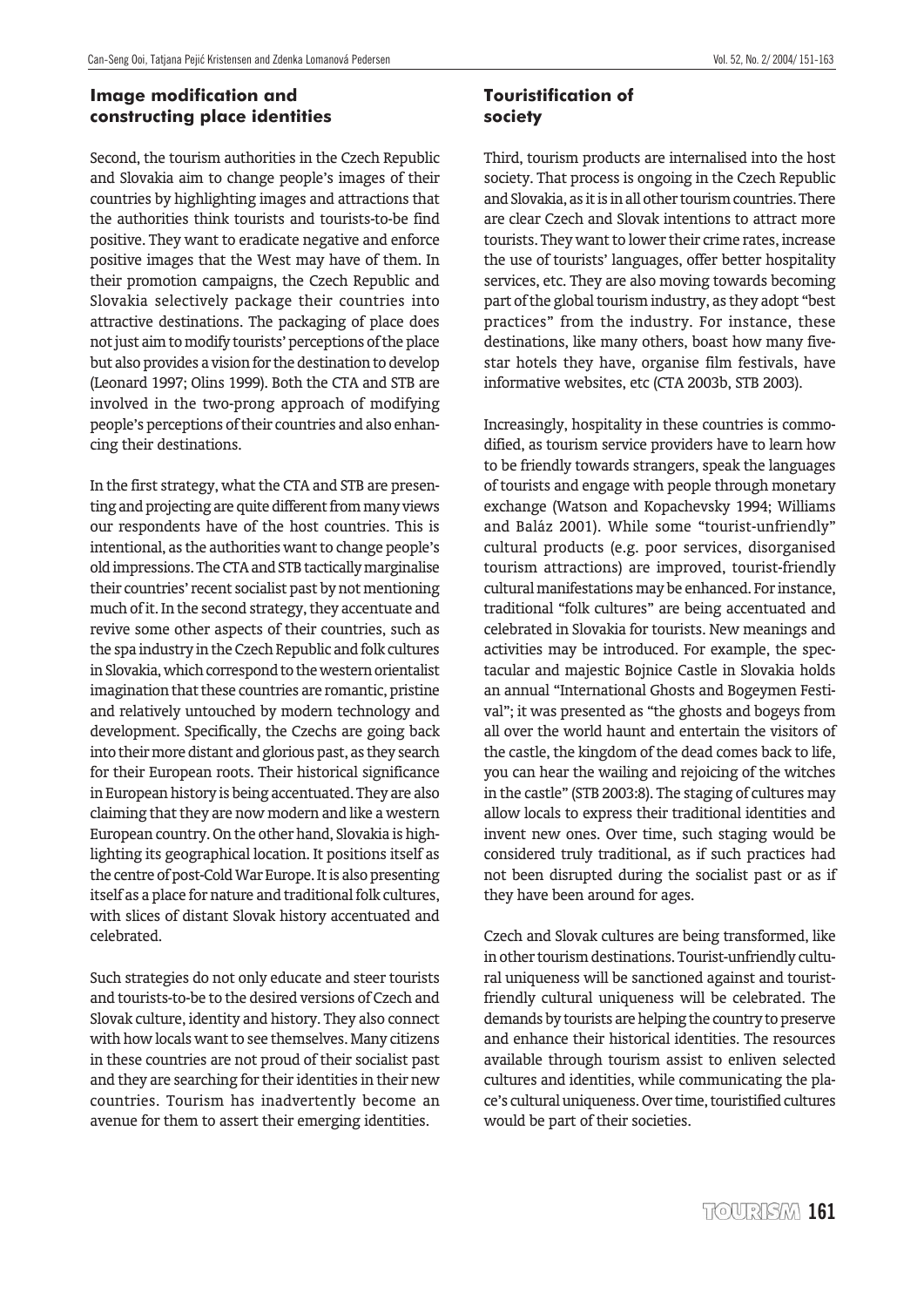### Image modification and constructing place identities

Second, the tourism authorities in the Czech Republic and Slovakia aim to change people's images of their countries by highlighting images and attractions that the authorities think tourists and tourists-to-be find positive. They want to eradicate negative and enforce positive images that the West may have of them. In their promotion campaigns, the Czech Republic and Slovakia selectively package their countries into attractive destinations. The packaging of place does not just aim to modify tourists' perceptions of the place but also provides a vision for the destination to develop (Leonard 1997; Olins 1999). Both the CTA and STB are involved in the two-prong approach of modifying people's perceptions of their countries and also enhancing their destinations.

In the first strategy, what the CTA and STB are presenting and projecting are quite different from many views our respondents have of the host countries. This is intentional, as the authorities want to change people's old impressions. The CTA and STB tactically marginalise their countries' recent socialist past by not mentioning much of it. In the second strategy, they accentuate and revive some other aspects of their countries, such as the spa industry in the Czech Republic and folk cultures in Slovakia, which correspond to the western orientalist imagination that these countries are romantic, pristine and relatively untouched by modern technology and development. Specifically, the Czechs are going back into their more distant and glorious past, as they search for their European roots. Their historical significance in European history is being accentuated. They are also claiming that they are now modern and like a western European country. On the other hand, Slovakia is highlighting its geographical location. It positions itself as the centre of post-Cold War Europe. It is also presenting itself as a place for nature and traditional folk cultures, with slices of distant Slovak history accentuated and celebrated.

Such strategies do not only educate and steer tourists and tourists-to-be to the desired versions of Czech and Slovak culture, identity and history. They also connect with how locals want to see themselves. Many citizens in these countries are not proud of their socialist past and they are searching for their identities in their new countries. Tourism has inadvertently become an avenue for them to assert their emerging identities.

### Touristification of society

Third, tourism products are internalised into the host society. That process is ongoing in the Czech Republic and Slovakia, as it is in all other tourism countries. There are clear Czech and Slovak intentions to attract more tourists. They want to lower their crime rates, increase the use of tourists' languages, offer better hospitality services, etc. They are also moving towards becoming part of the global tourism industry, as they adopt "best practices" from the industry. For instance, these destinations, like many others, boast how many five-star hotels they have, organise film festivals, have informative websites, etc (CTA 2003b, STB 2003).

Increasingly, hospitality in these countries is commodified, as tourism service providers have to learn how to be friendly towards strangers, speak the languages of tourists and engage with people through monetary exchange (Watson and Kopachevsky 1994; Williams and Baláz 2001). While some "tourist-unfriendly" cultural products (e.g. poor services, disorganised tourism attractions) are improved, tourist-friendly cultural manifestations may be enhanced. For instance, traditional "folk cultures" are being accentuated and celebrated in Slovakia for tourists. New meanings and activities may be introduced. For example, the spectacular and majestic Bojnice Castle in Slovakia holds an annual "International Ghosts and Bogeymen Festival"; it was presented as "the ghosts and bogeys from all over the world haunt and entertain the visitors of the castle, the kingdom of the dead comes back to life, you can hear the wailing and rejoicing of the witches in the castle" (STB 2003:8). The staging of cultures may allow locals to express their traditional identities and invent new ones. Over time, such staging would be considered truly traditional, as if such practices had not been disrupted during the socialist past or as if they have been around for ages.

Czech and Slovak cultures are being transformed, like in other tourism destinations. Tourist-unfriendly cultural uniqueness will be sanctioned against and tourist-friendly cultural uniqueness will be celebrated. The demands by tourists are helping the country to preserve and enhance their historical identities. The resources available through tourism assist to enliven selected cultures and identities, while communicating the place's cultural uniqueness. Over time, touristified cultures would be part of their societies.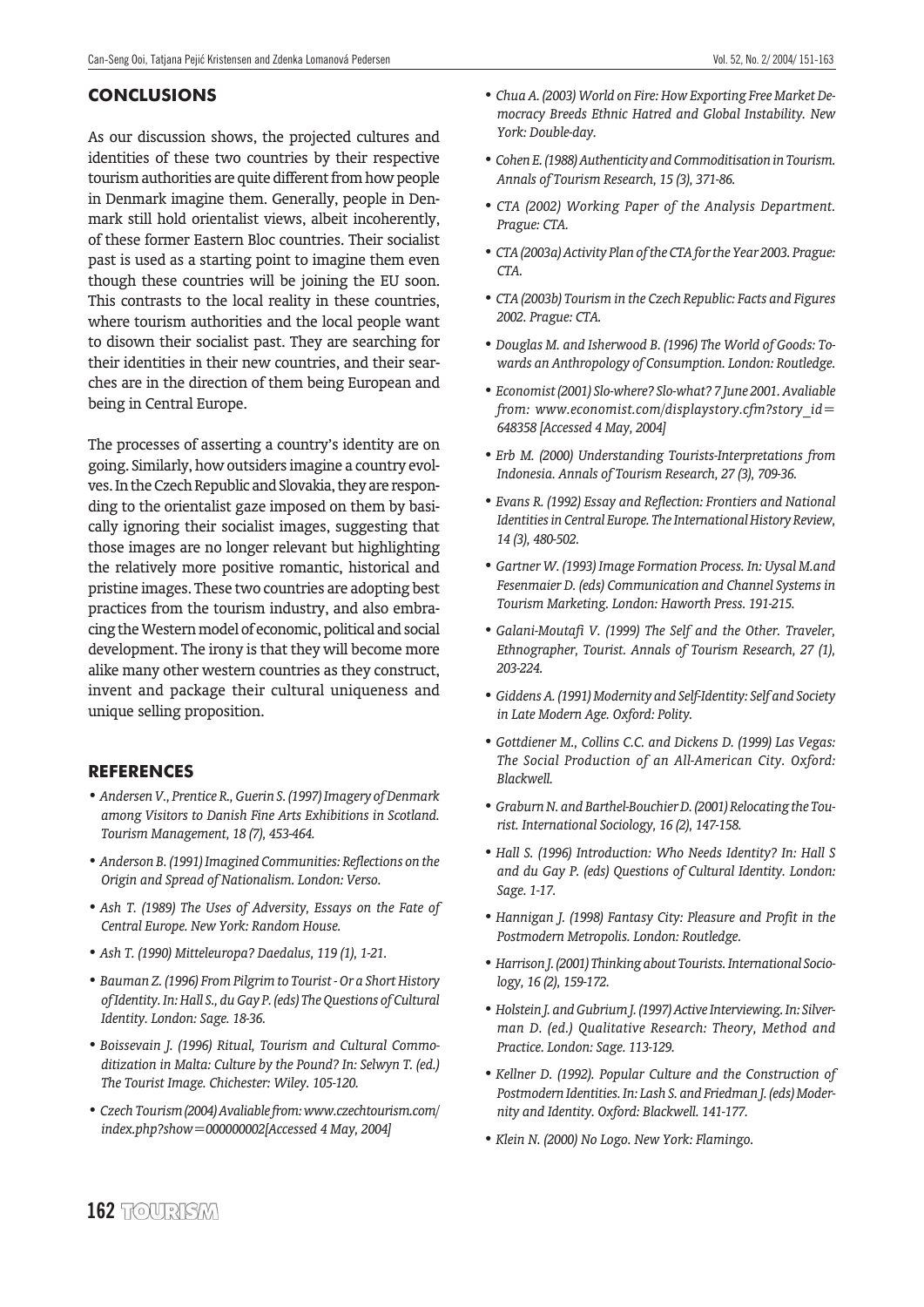## CONCLUSIONS

As our discussion shows, the projected cultures and identities of these two countries by their respective tourism authorities are quite different from how people in Denmark imagine them. Generally, people in Denmark still hold orientalist views, albeit incoherently, of these former Eastern Bloc countries. Their socialist past is used as a starting point to imagine them even though these countries will be joining the EU soon. This contrasts to the local reality in these countries, where tourism authorities and the local people want to disown their socialist past. They are searching for their identities in their new countries, and their searches are in the direction of them being European and being in Central Europe.

The processes of asserting a country's identity are on going. Similarly, how outsiders imagine a country evolves. In the Czech Republic and Slovakia, they are responding to the orientalist gaze imposed on them by basically ignoring their socialist images, suggesting that those images are no longer relevant but highlighting the relatively more positive romantic, historical and pristine images. These two countries are adopting best practices from the tourism industry, and also embracing the Western model of economic, political and social development. The irony is that they will become more alike many other western countries as they construct, invent and package their cultural uniqueness and unique selling proposition.

## REFERENCES

- *Andersen V., Prentice R., Guerin S. (1997) Imagery of Denmark among Visitors to Danish Fine Arts Exhibitions in Scotland. Tourism Management, 18 (7), 453-464.*
- *Anderson B. (1991) Imagined Communities: Reflections on the Origin and Spread of Nationalism. London: Verso.*
- *Ash T. (1989) The Uses of Adversity, Essays on the Fate of Central Europe. New York: Random House.*
- *Ash T. (1990) Mitteleuropa? Daedalus, 119 (1), 1-21.*
- *Bauman Z. (1996) From Pilgrim to Tourist - Or a Short History of Identity. In: Hall S., du Gay P. (eds) The Questions of Cultural Identity. London: Sage. 18-36.*
- *Boissevain J. (1996) Ritual, Tourism and Cultural Commoditization in Malta: Culture by the Pound? In: Selwyn T. (ed.) The Tourist Image. Chichester: Wiley. 105-120.*
- *Czech Tourism (2004) Avaliable from: www.czechtourism.com/index.php?show=000000002[Accessed 4 May, 2004]*
- *Chua A. (2003) World on Fire: How Exporting Free Market Democracy Breeds Ethnic Hatred and Global Instability. New York: Double-day.*
- *Cohen E. (1988) Authenticity and Commoditisation in Tourism. Annals of Tourism Research, 15 (3), 371-86.*
- *CTA (2002) Working Paper of the Analysis Department. Prague: CTA.*
- *CTA (2003a) Activity Plan of the CTA for the Year 2003. Prague: CTA.*
- *CTA (2003b) Tourism in the Czech Republic: Facts and Figures 2002. Prague: CTA.*
- *Douglas M. and Isherwood B. (1996) The World of Goods: Towards an Anthropology of Consumption. London: Routledge.*
- *Economist (2001) Slo-where? Slo-what? 7 June 2001. Avaliable from: www.economist.com/displaystory.cfm?story_id=648358 [Accessed 4 May, 2004]*
- *Erb M. (2000) Understanding Tourists-Interpretations from Indonesia. Annals of Tourism Research, 27 (3), 709-36.*
- *Evans R. (1992) Essay and Reflection: Frontiers and National Identities in Central Europe. The International History Review, 14 (3), 480-502.*
- *Gartner W. (1993) Image Formation Process. In: Uysal M.and Fesenmaier D. (eds) Communication and Channel Systems in Tourism Marketing. London: Haworth Press. 191-215.*
- *Galani-Moutafi V. (1999) The Self and the Other. Traveler, Ethnographer, Tourist. Annals of Tourism Research, 27 (1), 203-224.*
- *Giddens A. (1991) Modernity and Self-Identity: Self and Society in Late Modern Age. Oxford: Polity.*
- *Gottdiener M., Collins C.C. and Dickens D. (1999) Las Vegas: The Social Production of an All-American City. Oxford: Blackwell.*
- *Graburn N. and Barthel-Bouchier D. (2001) Relocating the Tourist. International Sociology, 16 (2), 147-158.*
- *Hall S. (1996) Introduction: Who Needs Identity? In: Hall S and du Gay P. (eds) Questions of Cultural Identity. London: Sage. 1-17.*
- *Hannigan J. (1998) Fantasy City: Pleasure and Profit in the Postmodern Metropolis. London: Routledge.*
- *Harrison J. (2001) Thinking about Tourists. International Sociology, 16 (2), 159-172.*
- *Holstein J. and Gubrium J. (1997) Active Interviewing. In: Silverman D. (ed.) Qualitative Research: Theory, Method and Practice. London: Sage. 113-129.*
- *Kellner D. (1992). Popular Culture and the Construction of Postmodern Identities. In: Lash S. and Friedman J. (eds) Modernity and Identity. Oxford: Blackwell. 141-177.*
- *Klein N. (2000) No Logo. New York: Flamingo.*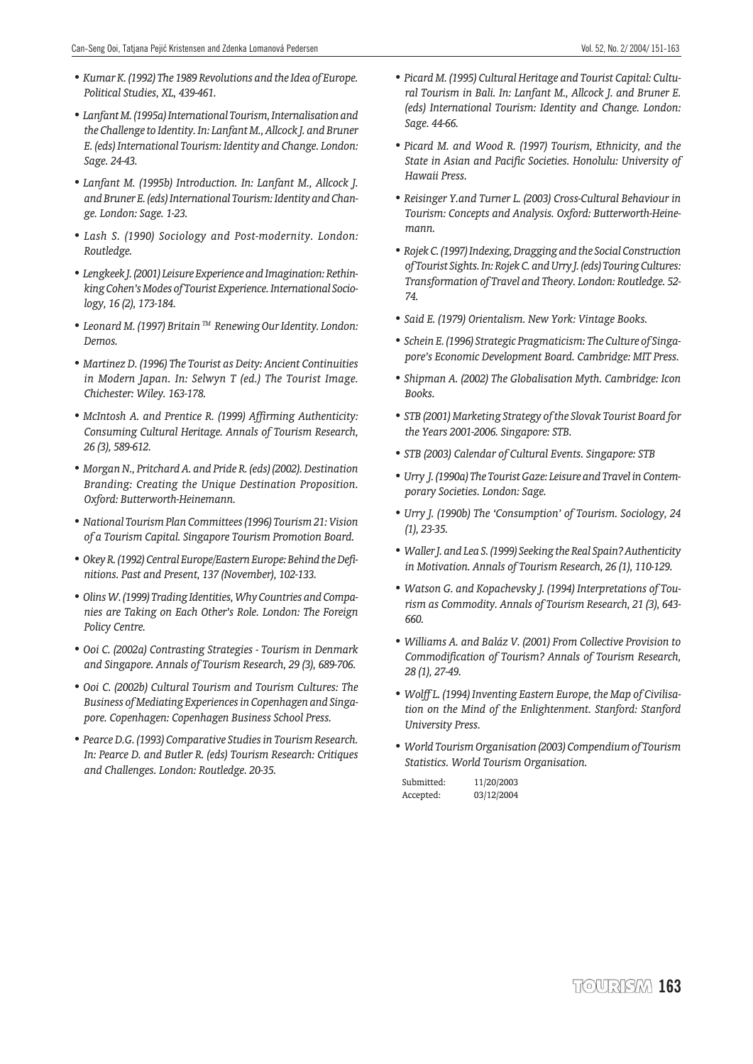- *Kumar K. (1992) The 1989 Revolutions and the Idea of Europe. Political Studies, XL, 439-461.*
- *Lanfant M. (1995a) International Tourism, Internalisation and the Challenge to Identity. In: Lanfant M., Allcock J. and Bruner E. (eds) International Tourism: Identity and Change. London: Sage. 24-43.*
- *Lanfant M. (1995b) Introduction. In: Lanfant M., Allcock J. and Bruner E. (eds) International Tourism: Identity and Change. London: Sage. 1-23.*
- *Lash S. (1990) Sociology and Post-modernity. London: Routledge.*
- *Lengkeek J. (2001) Leisure Experience and Imagination: Rethinking Cohen's Modes of Tourist Experience. International Sociology, 16 (2), 173-184.*
- *Leonard M. (1997) Britain ™ Renewing Our Identity. London: Demos.*
- *Martinez D. (1996) The Tourist as Deity: Ancient Continuities in Modern Japan. In: Selwyn T (ed.) The Tourist Image. Chichester: Wiley. 163-178.*
- *McIntosh A. and Prentice R. (1999) Affirming Authenticity: Consuming Cultural Heritage. Annals of Tourism Research, 26 (3), 589-612.*
- *Morgan N., Pritchard A. and Pride R. (eds) (2002). Destination Branding: Creating the Unique Destination Proposition. Oxford: Butterworth-Heinemann.*
- *National Tourism Plan Committees (1996) Tourism 21: Vision of a Tourism Capital. Singapore Tourism Promotion Board.*
- *Okey R. (1992) Central Europe/Eastern Europe: Behind the Definitions. Past and Present, 137 (November), 102-133.*
- *Olins W. (1999) Trading Identities, Why Countries and Companies are Taking on Each Other's Role. London: The Foreign Policy Centre.*
- *Ooi C. (2002a) Contrasting Strategies - Tourism in Denmark and Singapore. Annals of Tourism Research, 29 (3), 689-706.*
- *Ooi C. (2002b) Cultural Tourism and Tourism Cultures: The Business of Mediating Experiences in Copenhagen and Singapore. Copenhagen: Copenhagen Business School Press.*
- *Pearce D.G. (1993) Comparative Studies in Tourism Research. In: Pearce D. and Butler R. (eds) Tourism Research: Critiques and Challenges. London: Routledge. 20-35.*
- *Picard M. (1995) Cultural Heritage and Tourist Capital: Cultural Tourism in Bali. In: Lanfant M., Allcock J. and Bruner E. (eds) International Tourism: Identity and Change. London: Sage. 44-66.*
- *Picard M. and Wood R. (1997) Tourism, Ethnicity, and the State in Asian and Pacific Societies. Honolulu: University of Hawaii Press.*
- *Reisinger Y.and Turner L. (2003) Cross-Cultural Behaviour in Tourism: Concepts and Analysis. Oxford: Butterworth-Heinemann.*
- *Rojek C. (1997) Indexing, Dragging and the Social Construction of Tourist Sights. In: Rojek C. and Urry J. (eds) Touring Cultures: Transformation of Travel and Theory. London: Routledge. 52-74.*
- *Said E. (1979) Orientalism. New York: Vintage Books.*
- *Schein E. (1996) Strategic Pragmaticism: The Culture of Singapore's Economic Development Board. Cambridge: MIT Press.*
- *Shipman A. (2002) The Globalisation Myth. Cambridge: Icon Books.*
- *STB (2001) Marketing Strategy of the Slovak Tourist Board for the Years 2001-2006. Singapore: STB.*
- *STB (2003) Calendar of Cultural Events. Singapore: STB*
- *Urry J. (1990a) The Tourist Gaze: Leisure and Travel in Contemporary Societies. London: Sage.*
- *Urry J. (1990b) The 'Consumption' of Tourism. Sociology, 24 (1), 23-35.*
- *Waller J. and Lea S. (1999) Seeking the Real Spain? Authenticity in Motivation. Annals of Tourism Research, 26 (1), 110-129.*
- *Watson G. and Kopachevsky J. (1994) Interpretations of Tourism as Commodity. Annals of Tourism Research, 21 (3), 643-660.*
- *Williams A. and Baláz V. (2001) From Collective Provision to Commodification of Tourism? Annals of Tourism Research, 28 (1), 27-49.*
- *Wolff L. (1994) Inventing Eastern Europe, the Map of Civilisation on the Mind of the Enlightenment. Stanford: Stanford University Press.*
- *World Tourism Organisation (2003) Compendium of Tourism Statistics. World Tourism Organisation.*

Submitted: 11/20/2003
Accepted: 03/12/2004